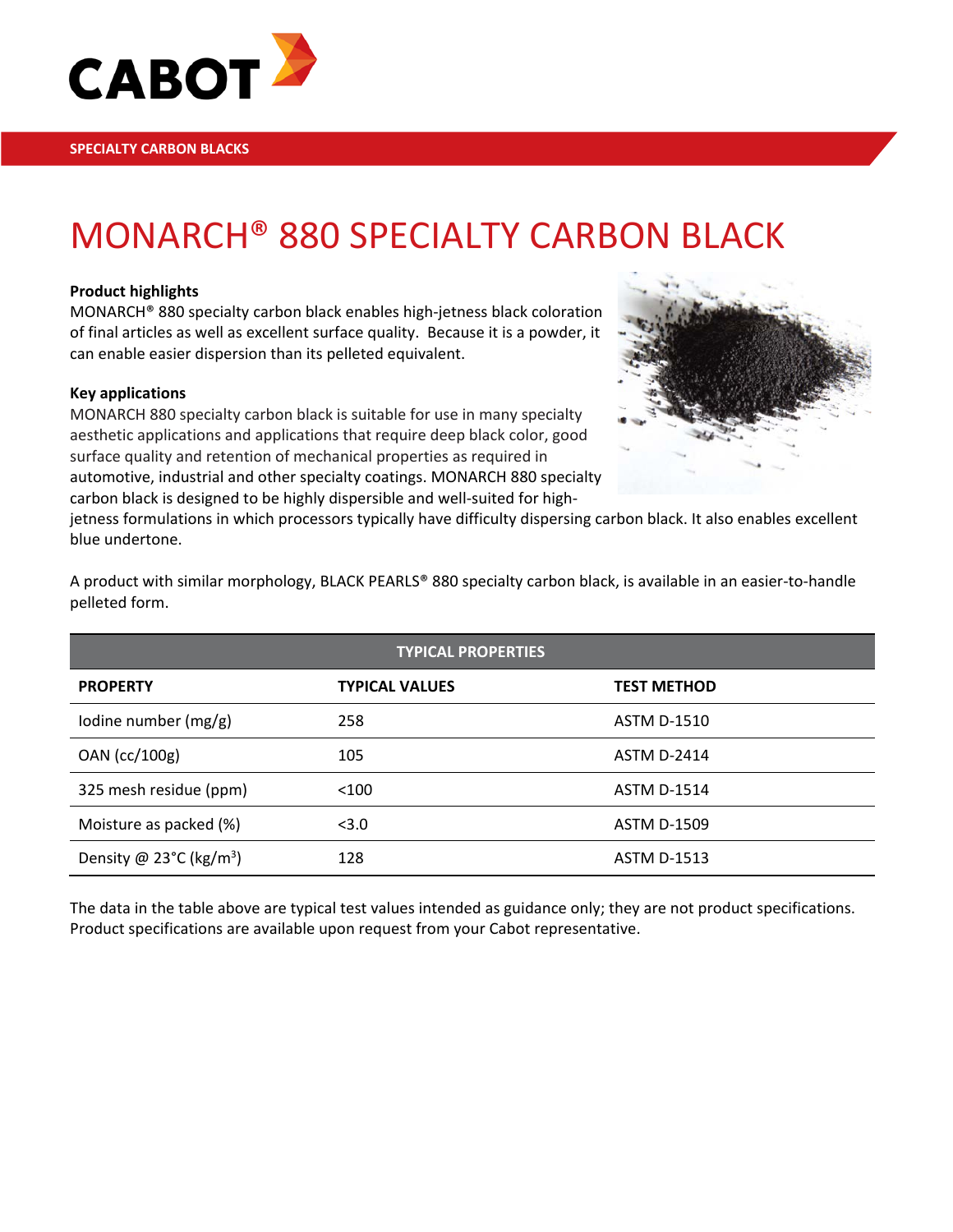SPECIALTY CARBON BLACKS

# MONARCH® 880 SPECIALTY CARBON BLACK

**Product highlights**

MONARCH® 880 specialty carbon black enables high-jetness black coloration of final articles as well as excellent surface quality. Because it is a powder, it can enable easier dispersion than its pelleted equivalent.

**Key applications**

MONARCH 880 specialty carbon black is suitable for use in many specialty aesthetic applications and applications that require deep black color, good surface quality and retention of mechanical properties as required in automotive, industrial and other specialty coatings. MONARCH 880 specialty carbon black is designed to be highly dispersible and well-suited for high-jetness formulations in which processors typically have difficulty dispersing carbon black. It also enables excellent blue undertone.

A product with similar morphology, BLACK PEARLS® 880 specialty carbon black, is available in an easier-to-handle pelleted form.

| TYPICAL PROPERTIES | | |
|---|---|---|
| **PROPERTY** | **TYPICAL VALUES** | **TEST METHOD** |
| Iodine number (mg/g) | 258 | ASTM D-1510 |
| OAN (cc/100g) | 105 | ASTM D-2414 |
| 325 mesh residue (ppm) | <100 | ASTM D-1514 |
| Moisture as packed (%) | <3.0 | ASTM D-1509 |
| Density @ 23°C (kg/$m^3$) | 128 | ASTM D-1513 |

The data in the table above are typical test values intended as guidance only; they are not product specifications. Product specifications are available upon request from your Cabot representative.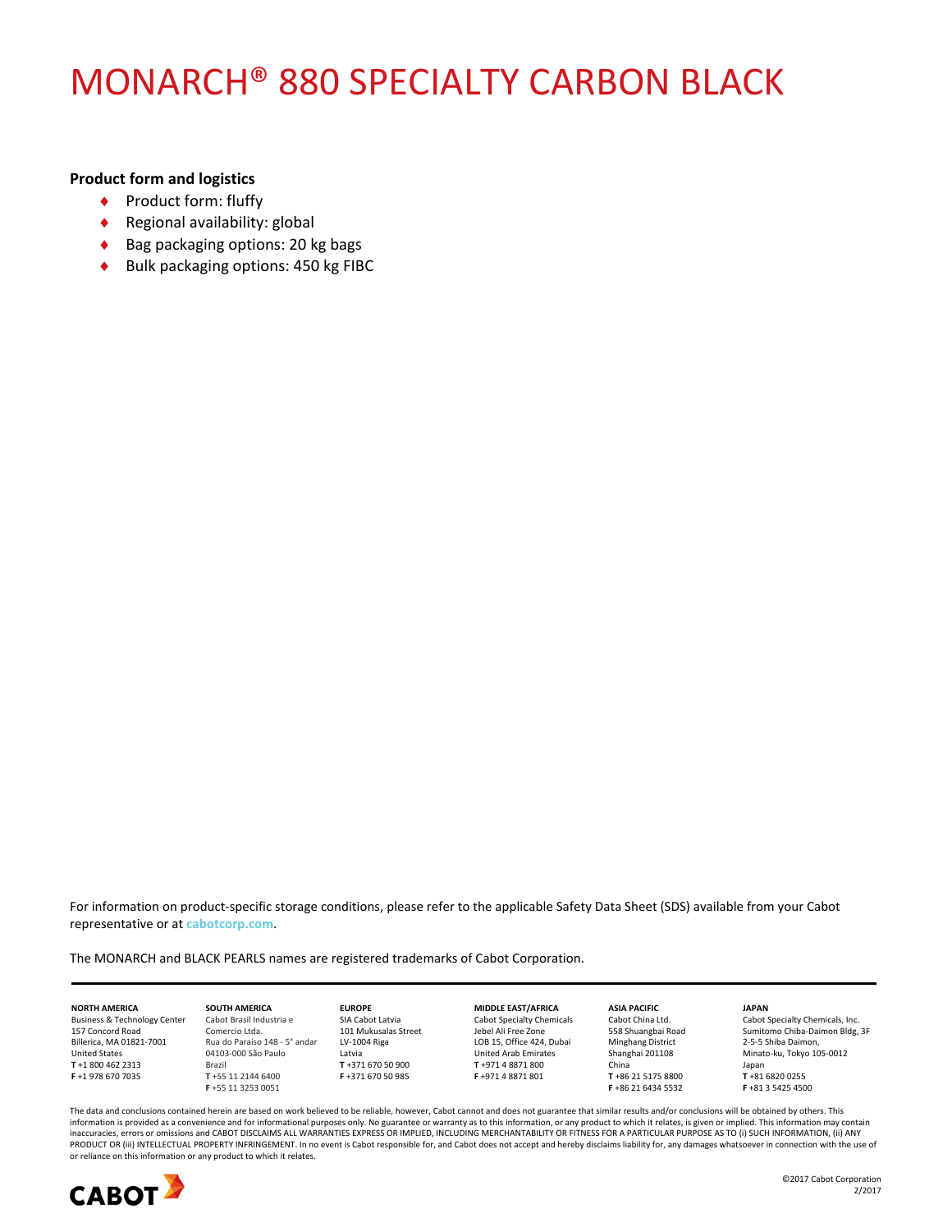# MONARCH® 880 SPECIALTY CARBON BLACK

**Product form and logistics**

- Product form: fluffy
- Regional availability: global
- Bag packaging options: 20 kg bags
- Bulk packaging options: 450 kg FIBC

For information on product-specific storage conditions, please refer to the applicable Safety Data Sheet (SDS) available from your Cabot representative or at **cabotcorp.com**.

The MONARCH and BLACK PEARLS names are registered trademarks of Cabot Corporation.

**NORTH AMERICA**
Business & Technology Center
157 Concord Road
Billerica, MA 01821-7001
United States
**T** +1 800 462 2313
**F** +1 978 670 7035

**SOUTH AMERICA**
Cabot Brasil Industria e Comercio Ltda.
Rua do Paraíso 148 - 5° andar
04103-000 São Paulo
Brazil
**T** +55 11 2144 6400
**F** +55 11 3253 0051

**EUROPE**
SIA Cabot Latvia
101 Mukusalas Street
LV-1004 Riga
Latvia
**T** +371 670 50 900
**F** +371 670 50 985

**MIDDLE EAST/AFRICA**
Cabot Specialty Chemicals
Jebel Ali Free Zone
LOB 15, Office 424, Dubai
United Arab Emirates
**T** +971 4 8871 800
**F** +971 4 8871 801

**ASIA PACIFIC**
Cabot China Ltd.
558 Shuangbai Road
Minghang District
Shanghai 201108
China
**T** +86 21 5175 8800
**F** +86 21 6434 5532

**JAPAN**
Cabot Specialty Chemicals, Inc.
Sumitomo Chiba-Daimon Bldg, 3F
2-5-5 Shiba Daimon,
Minato-ku, Tokyo 105-0012
Japan
**T** +81 6820 0255
**F** +81 3 5425 4500

The data and conclusions contained herein are based on work believed to be reliable, however, Cabot cannot and does not guarantee that similar results and/or conclusions will be obtained by others. This information is provided as a convenience and for informational purposes only. No guarantee or warranty as to this information, or any product to which it relates, is given or implied. This information may contain inaccuracies, errors or omissions and CABOT DISCLAIMS ALL WARRANTIES EXPRESS OR IMPLIED, INCLUDING MERCHANTABILITY OR FITNESS FOR A PARTICULAR PURPOSE AS TO (i) SUCH INFORMATION, (ii) ANY PRODUCT OR (iii) INTELLECTUAL PROPERTY INFRINGEMENT. In no event is Cabot responsible for, and Cabot does not accept and hereby disclaims liability for, any damages whatsoever in connection with the use of or reliance on this information or any product to which it relates.

CABOT

©2017 Cabot Corporation
2/2017